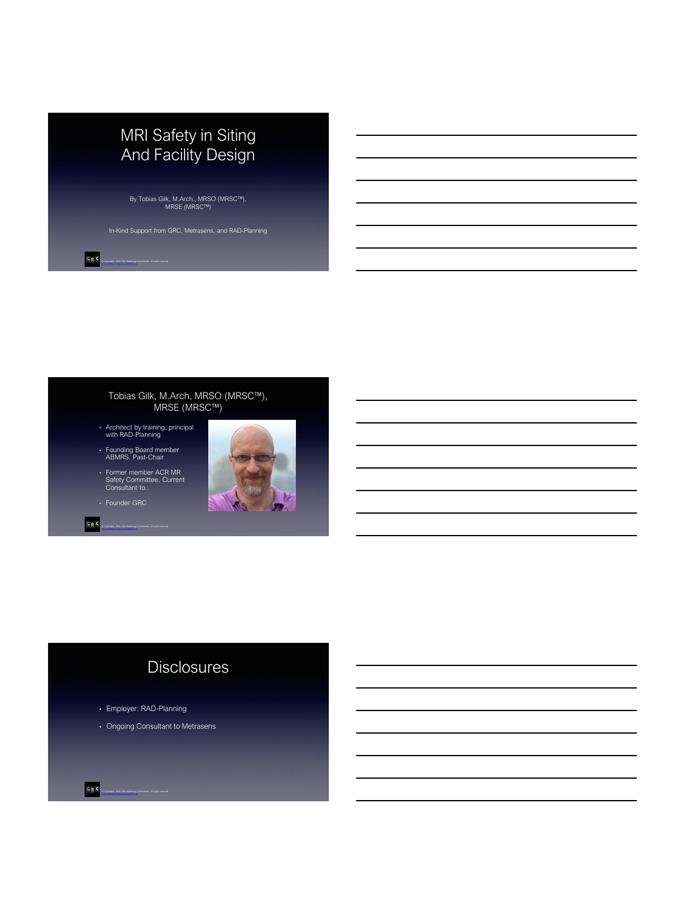# MRI Safety in Siting And Facility Design

By Tobias Gilk, M.Arch., MRSO (MRSC™), MRSE (MRSC™)

In-Kind Support from GRC, Metrasens, and RAD-Planning

## Tobias Gilk, M.Arch, MRSO (MRSC™), MRSE (MRSC™)

- Architect by training, principal with RAD-Planning
- Founding Board member ABMRS. Past-Chair
- Former member ACR MR Safety Committee. Current Consultant to.
- Founder GRC

## Disclosures

- Employer: RAD-Planning
- Ongoing Consultant to Metrasens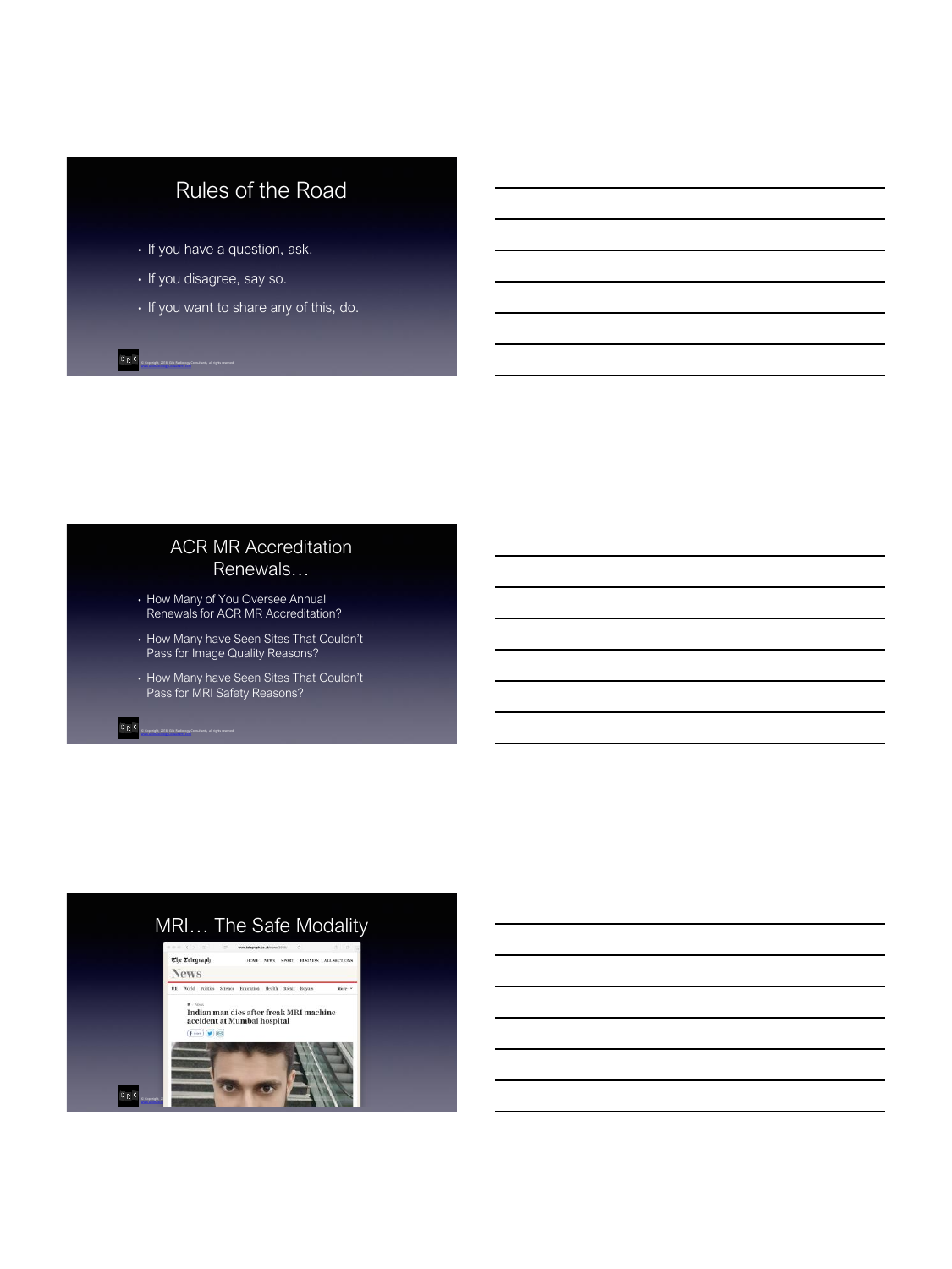## Rules of the Road

- If you have a question, ask.
- If you disagree, say so.
- If you want to share any of this, do.

## ACR MR Accreditation Renewals…

- How Many of You Oversee Annual Renewals for ACR MR Accreditation?
- How Many have Seen Sites That Couldn't Pass for Image Quality Reasons?
- How Many have Seen Sites That Couldn't Pass for MRI Safety Reasons?

## MRI… The Safe Modality

The Telegraph
News

Indian man dies after freak MRI machine accident at Mumbai hospital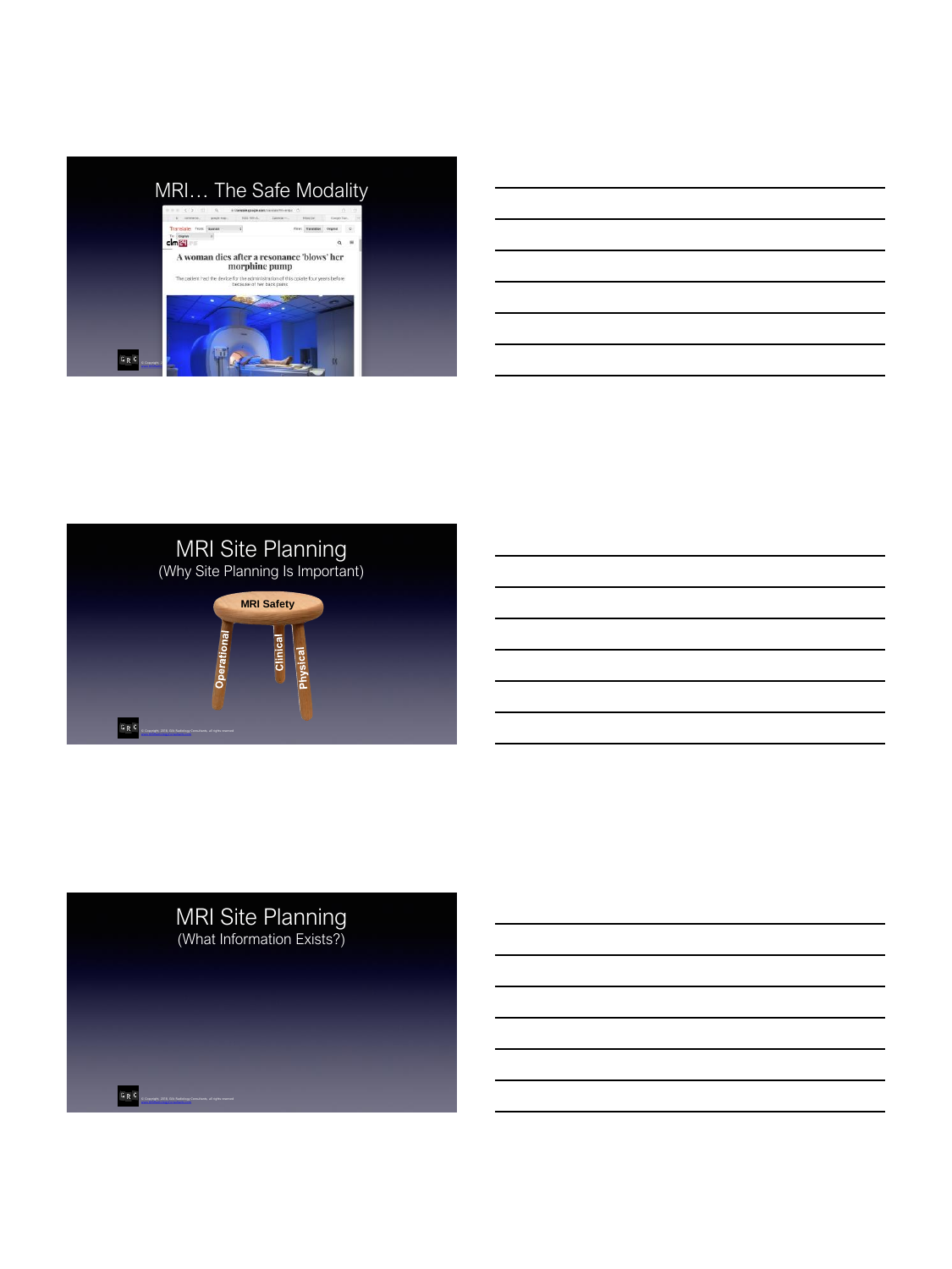## MRI… The Safe Modality

A woman dies after a resonance 'blows' her morphine pump

The patient had the device for the administration of this opiate four years before because of her back pains

## MRI Site Planning

(Why Site Planning Is Important)

MRI Safety

Operational

Clinical

Physical

## MRI Site Planning

(What Information Exists?)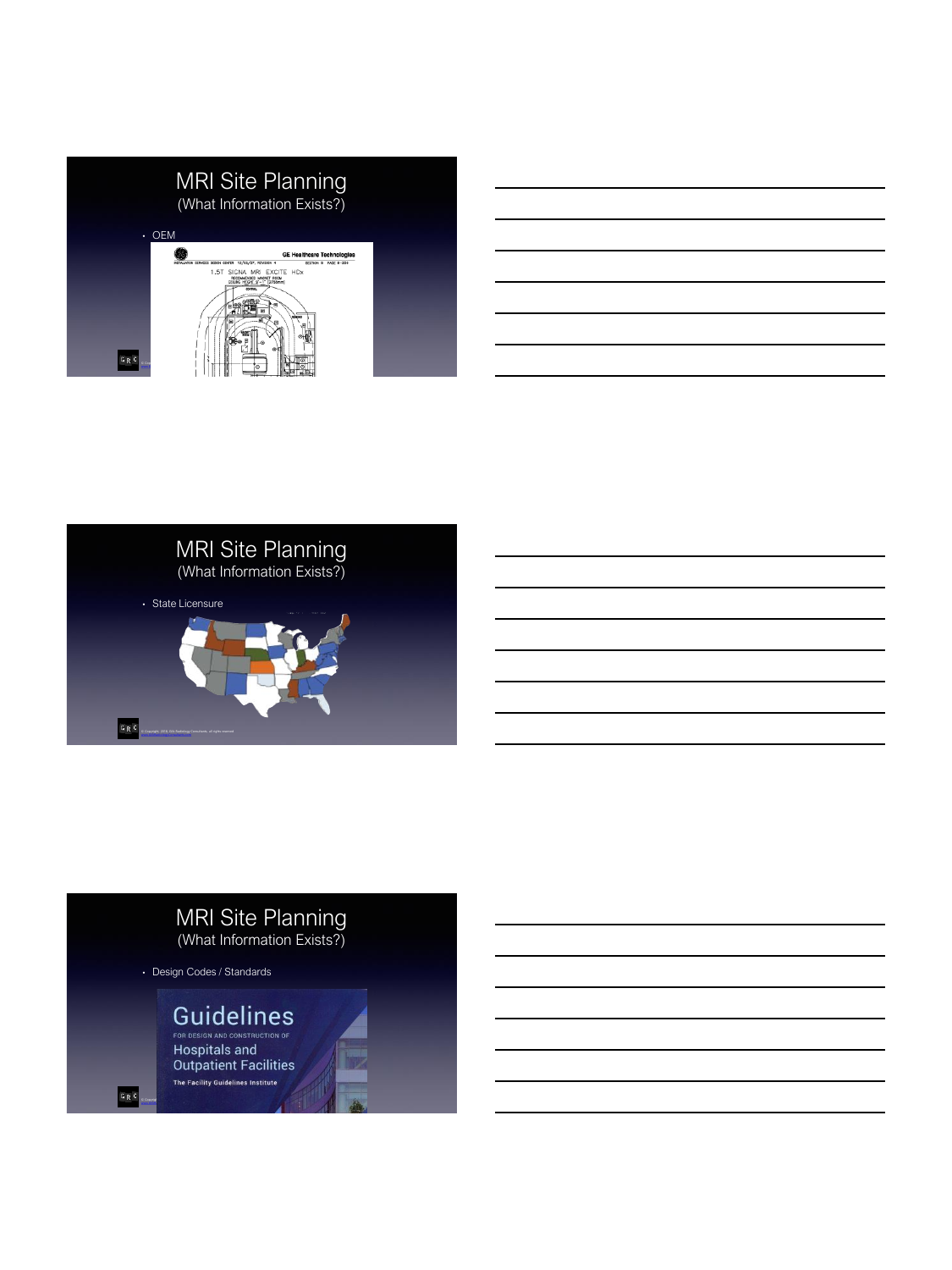## MRI Site Planning
(What Information Exists?)

- OEM

## MRI Site Planning
(What Information Exists?)

- State Licensure

## MRI Site Planning
(What Information Exists?)

- Design Codes / Standards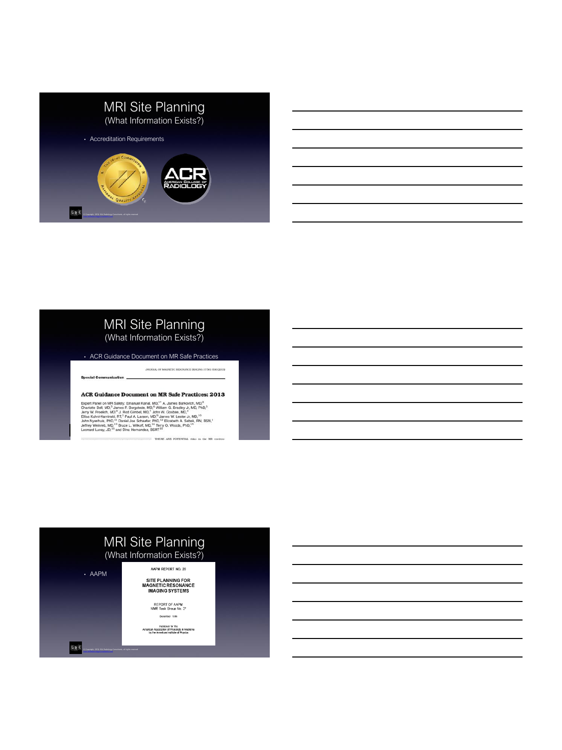## MRI Site Planning
(What Information Exists?)

- Accreditation Requirements

## MRI Site Planning
(What Information Exists?)

- ACR Guidance Document on MR Safe Practices

JOURNAL OF MAGNETIC RESONANCE IMAGING 37:501–530 (2013)

**Special Communication**

**ACR Guidance Document on MR Safe Practices: 2013**

Expert Panel on MR Safety: Emanuel Kanal, MD,[1*] A. James Barkovich, MD,[2] Charlotte Bell, MD,[3] James P. Borgstede, MD,[4] William G. Bradley Jr, MD, PhD,[5] Jerry W. Froelich, MD,[6] J. Rod Gimbel, MD,[7] John W. Gosbee, MD,[8] Ellisa Kuhni-Kaminski, RT,[1] Paul A. Larson, MD,[9] James W. Lester Jr, MD,[10] John Nyenhuis, PhD,[11] Daniel Joe Schaefer, PhD,[12] Elizabeth A. Sebek, RN, BSN,[1] Jeffrey Weinreb, MD,[13] Bruce L. Wilkoff, MD,[14] Terry O. Woods, PhD,[15] Leonard Lucey, JD,[16] and Dina Hernandez, BSRT[16]

THERE ARE POTENTIAL risks in the MR environ-

## MRI Site Planning
(What Information Exists?)

- AAPM

AAPM REPORT NO. 20

SITE PLANNING FOR MAGNETIC RESONANCE IMAGING SYSTEMS

REPORT OF AAPM NMR Task Group No. 2*

December 1986

Published for the American Association of Physicists in Medicine by the American Institute of Physics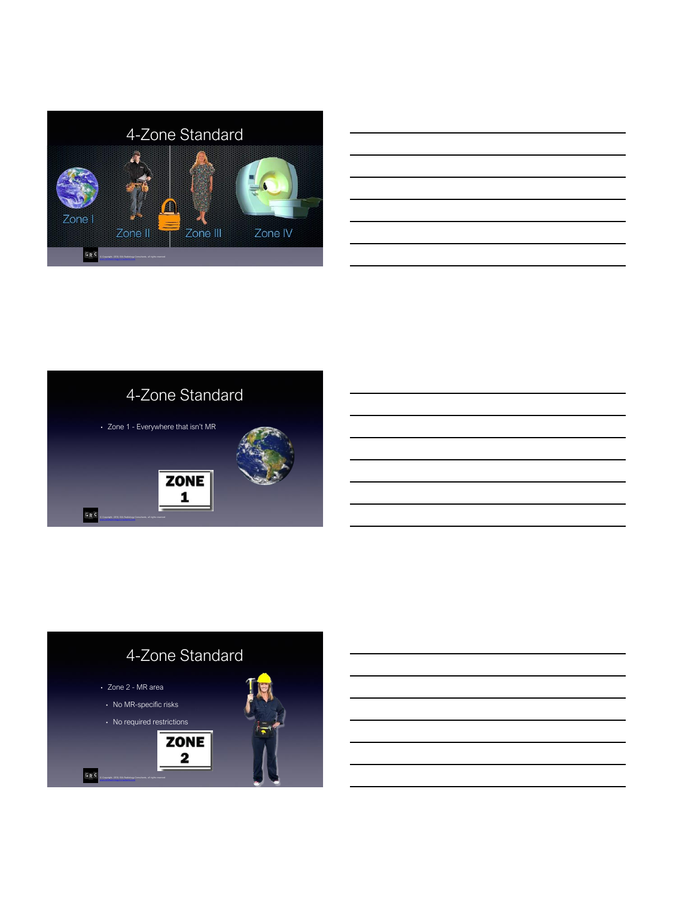## 4-Zone Standard

Zone I

Zone II

Zone III

Zone IV

## 4-Zone Standard

- Zone 1 - Everywhere that isn't MR

ZONE 1

## 4-Zone Standard

- Zone 2 - MR area
  - No MR-specific risks
  - No required restrictions

ZONE 2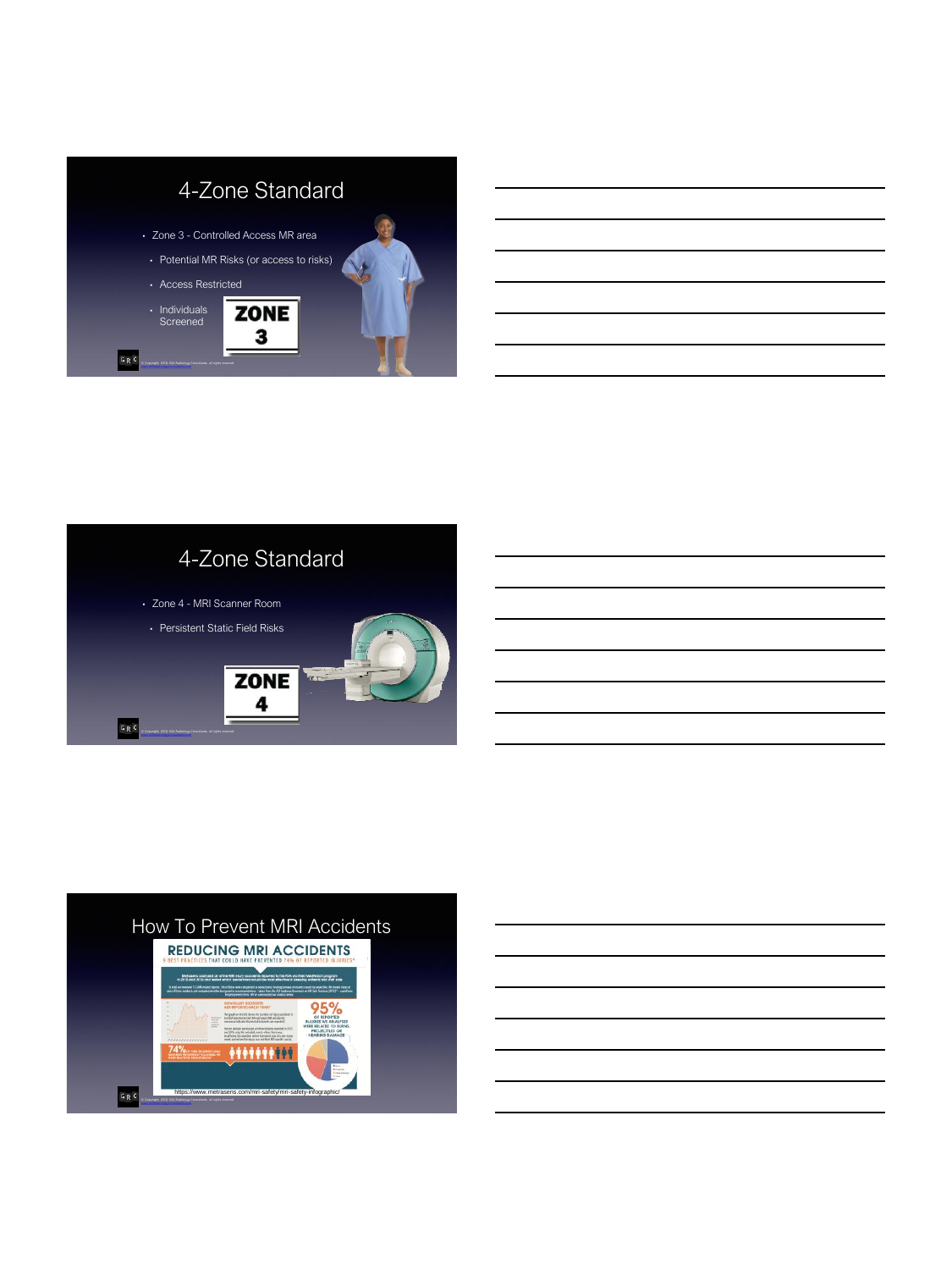## 4-Zone Standard

- Zone 3 - Controlled Access MR area
  - Potential MR Risks (or access to risks)
  - Access Restricted
  - Individuals Screened

ZONE 3

## 4-Zone Standard

- Zone 4 - MRI Scanner Room
  - Persistent Static Field Risks

ZONE 4

## How To Prevent MRI Accidents

REDUCING MRI ACCIDENTS

https://www.metrasens.com/mri-safety/mri-safety-infographic/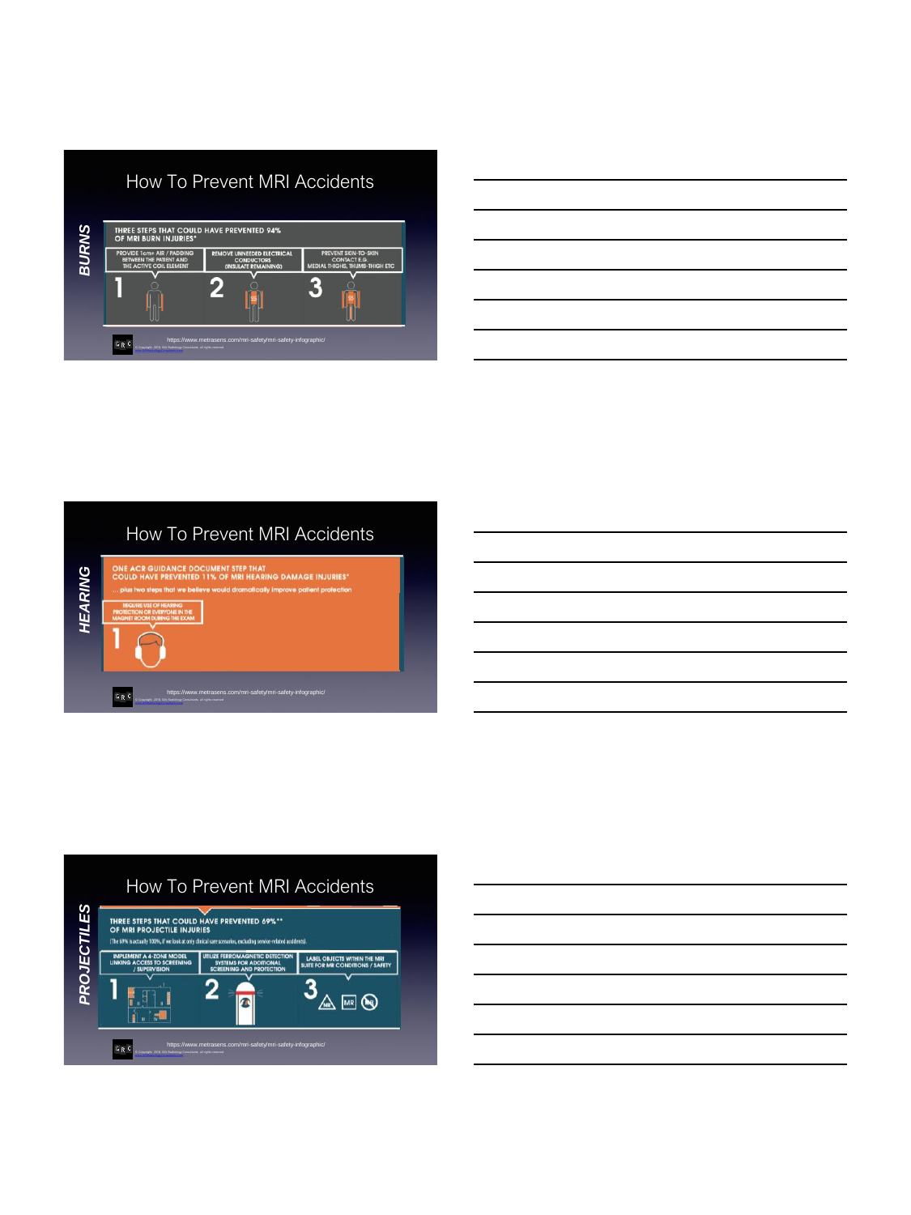## How To Prevent MRI Accidents

BURNS

THREE STEPS THAT COULD HAVE PREVENTED 94% OF MRI BURN INJURIES*

1. PROVIDE 1cm+ AIR / PADDING BETWEEN THE PATIENT AND THE ACTIVE COIL ELEMENT
2. REMOVE UNNEEDED ELECTRICAL CONDUCTORS (INSULATE REMAINING)
3. PREVENT SKIN-TO-SKIN CONTACT E.G. MEDIAL THIGHS, THUMB-THIGH ETC

https://www.metrasens.com/mri-safety/mri-safety-infographic/

## How To Prevent MRI Accidents

HEARING

ONE ACR GUIDANCE DOCUMENT STEP THAT COULD HAVE PREVENTED 11% OF MRI HEARING DAMAGE INJURIES*

... plus two steps that we believe would dramatically improve patient protection

1. REQUIRE USE OF HEARING PROTECTION OR EVERYONE IN THE MAGNET ROOM DURING THE EXAM

https://www.metrasens.com/mri-safety/mri-safety-infographic/

## How To Prevent MRI Accidents

PROJECTILES

THREE STEPS THAT COULD HAVE PREVENTED 69%** OF MRI PROJECTILE INJURIES

(The 69% is actually 100%, if we look at only clinical care scenarios, excluding service-related accidents).

1. IMPLEMENT A 4-ZONE MODEL LINKING ACCESS TO SCREENING / SUPERVISION
2. UTILIZE FERROMAGNETIC DETECTION SYSTEMS FOR ADDITIONAL SCREENING AND PROTECTION
3. LABEL OBJECTS WITHIN THE MRI SUITE FOR MR CONDITIONS / SAFETY

https://www.metrasens.com/mri-safety/mri-safety-infographic/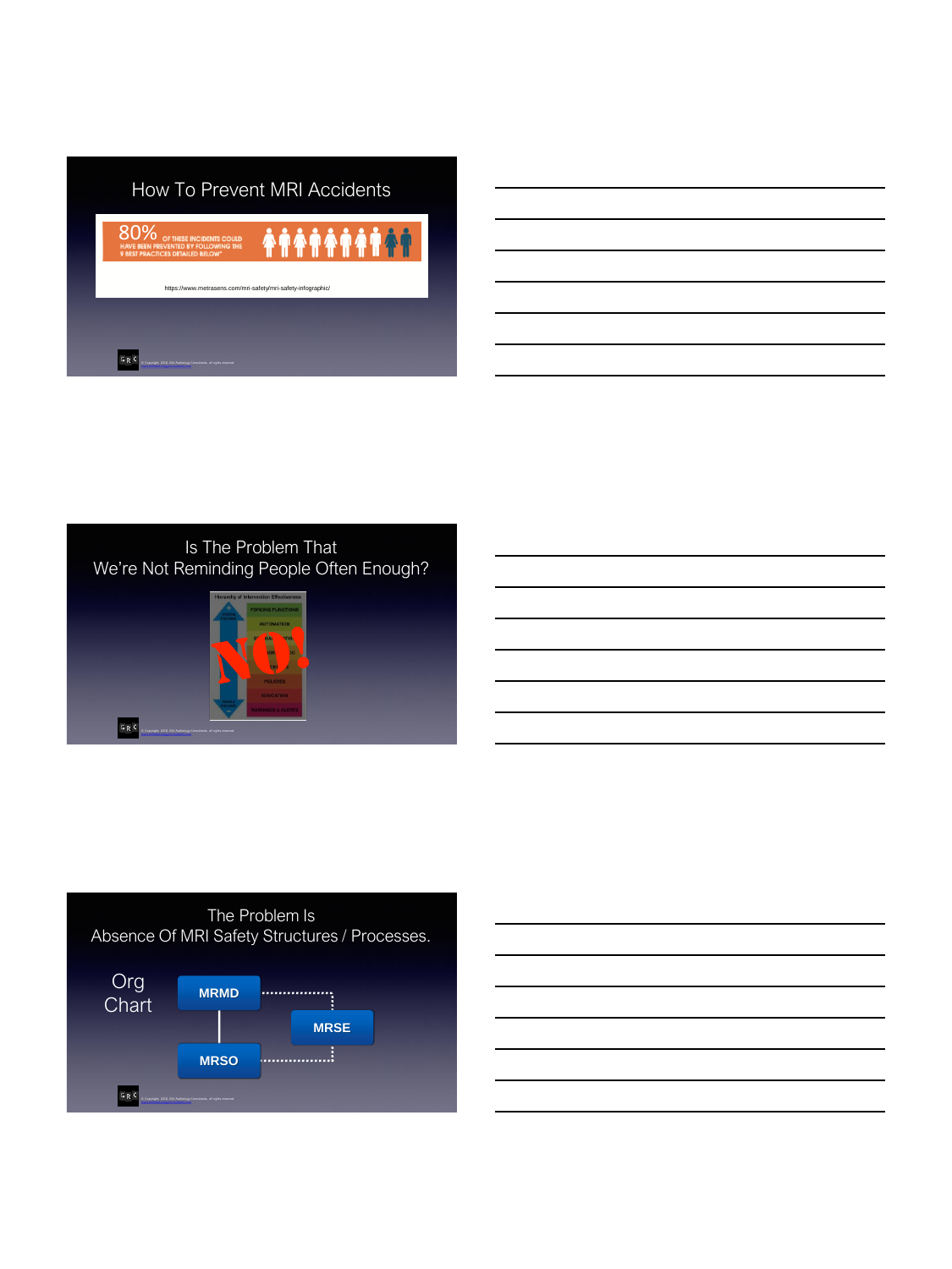## How To Prevent MRI Accidents

80% OF THESE INCIDENTS COULD HAVE BEEN PREVENTED BY FOLLOWING THE 9 BEST PRACTICES DETAILED BELOW"

https://www.metrasens.com/mri-safety/mri-safety-infographic/

## Is The Problem That We're Not Reminding People Often Enough?

Hierarchy of Intervention Effectiveness

FORCING FUNCTIONS

AUTOMATION

POLICIES

EDUCATION

REMINDERS & ALERTS

NO!

## The Problem Is Absence Of MRI Safety Structures / Processes.

Org Chart

MRMD

MRSE

MRSO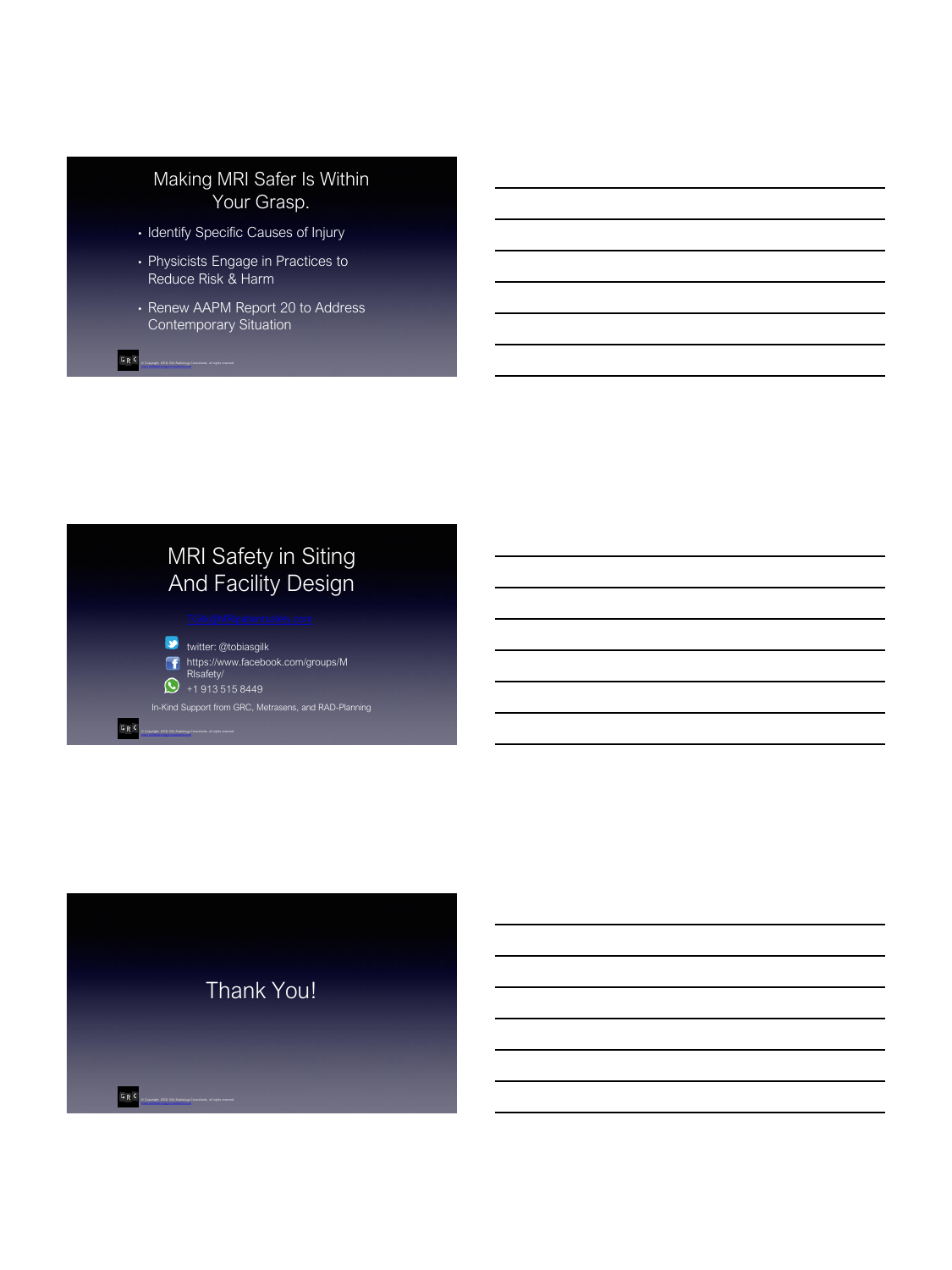## Making MRI Safer Is Within Your Grasp.

- Identify Specific Causes of Injury
- Physicists Engage in Practices to Reduce Risk & Harm
- Renew AAPM Report 20 to Address Contemporary Situation

## MRI Safety in Siting And Facility Design

twitter: @tobiasgilk

https://www.facebook.com/groups/MRIsafety/

+1 913 515 8449

In-Kind Support from GRC, Metrasens, and RAD-Planning

## Thank You!